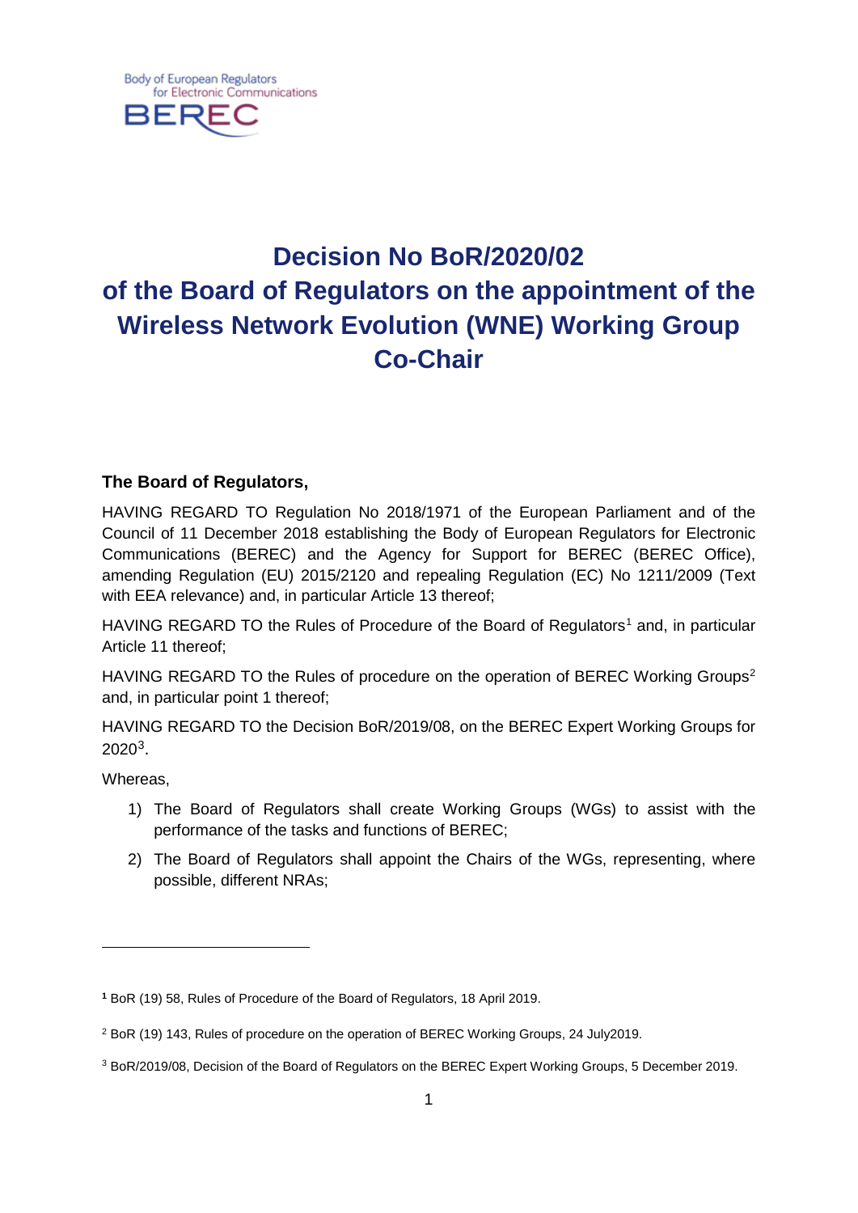Body of European Regulators for Electronic Communications
BEREC

# Decision No BoR/2020/02 of the Board of Regulators on the appointment of the Wireless Network Evolution (WNE) Working Group Co-Chair

**The Board of Regulators,**

HAVING REGARD TO Regulation No 2018/1971 of the European Parliament and of the Council of 11 December 2018 establishing the Body of European Regulators for Electronic Communications (BEREC) and the Agency for Support for BEREC (BEREC Office), amending Regulation (EU) 2015/2120 and repealing Regulation (EC) No 1211/2009 (Text with EEA relevance) and, in particular Article 13 thereof;

HAVING REGARD TO the Rules of Procedure of the Board of Regulators[1] and, in particular Article 11 thereof;

HAVING REGARD TO the Rules of procedure on the operation of BEREC Working Groups[2] and, in particular point 1 thereof;

HAVING REGARD TO the Decision BoR/2019/08, on the BEREC Expert Working Groups for 2020[3].

Whereas,

1) The Board of Regulators shall create Working Groups (WGs) to assist with the performance of the tasks and functions of BEREC;
2) The Board of Regulators shall appoint the Chairs of the WGs, representing, where possible, different NRAs;

---

[1] BoR (19) 58, Rules of Procedure of the Board of Regulators, 18 April 2019.

[2] BoR (19) 143, Rules of procedure on the operation of BEREC Working Groups, 24 July2019.

[3] BoR/2019/08, Decision of the Board of Regulators on the BEREC Expert Working Groups, 5 December 2019.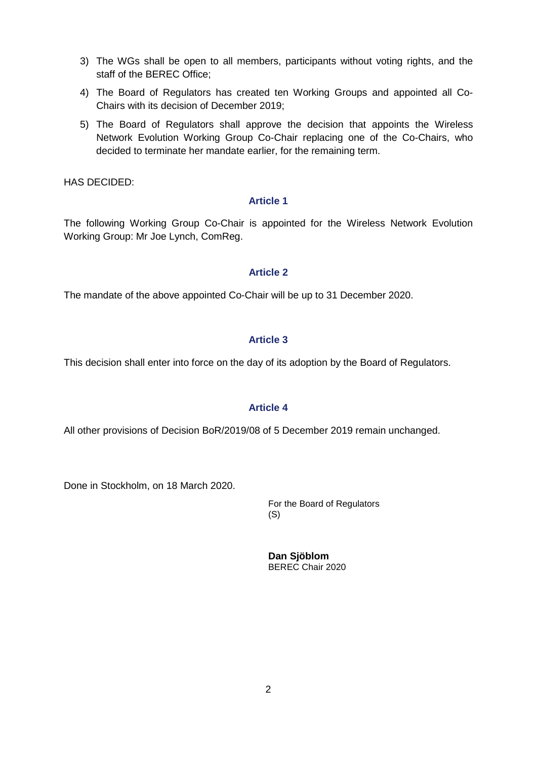3) The WGs shall be open to all members, participants without voting rights, and the staff of the BEREC Office;
4) The Board of Regulators has created ten Working Groups and appointed all Co-Chairs with its decision of December 2019;
5) The Board of Regulators shall approve the decision that appoints the Wireless Network Evolution Working Group Co-Chair replacing one of the Co-Chairs, who decided to terminate her mandate earlier, for the remaining term.

HAS DECIDED:

### Article 1

The following Working Group Co-Chair is appointed for the Wireless Network Evolution Working Group: Mr Joe Lynch, ComReg.

### Article 2

The mandate of the above appointed Co-Chair will be up to 31 December 2020.

### Article 3

This decision shall enter into force on the day of its adoption by the Board of Regulators.

### Article 4

All other provisions of Decision BoR/2019/08 of 5 December 2019 remain unchanged.

Done in Stockholm, on 18 March 2020.

For the Board of Regulators
(S)

**Dan Sjöblom**
BEREC Chair 2020